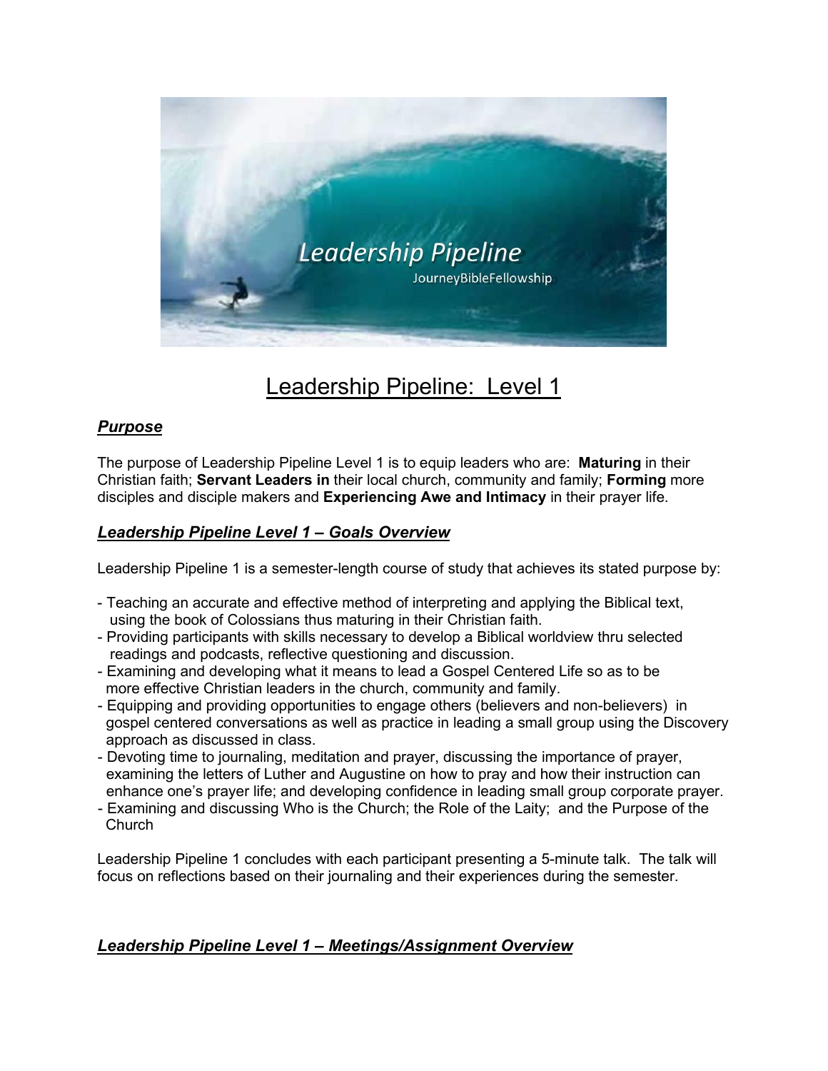Leadership Pipeline

JourneyBibleFellowship

# Leadership Pipeline: Level 1

## ***Purpose***

The purpose of Leadership Pipeline Level 1 is to equip leaders who are: **Maturing** in their Christian faith; **Servant Leaders in** their local church, community and family; **Forming** more disciples and disciple makers and **Experiencing Awe and Intimacy** in their prayer life.

## ***Leadership Pipeline Level 1 – Goals Overview***

Leadership Pipeline 1 is a semester-length course of study that achieves its stated purpose by:

- Teaching an accurate and effective method of interpreting and applying the Biblical text, using the book of Colossians thus maturing in their Christian faith.
- Providing participants with skills necessary to develop a Biblical worldview thru selected readings and podcasts, reflective questioning and discussion.
- Examining and developing what it means to lead a Gospel Centered Life so as to be more effective Christian leaders in the church, community and family.
- Equipping and providing opportunities to engage others (believers and non-believers) in gospel centered conversations as well as practice in leading a small group using the Discovery approach as discussed in class.
- Devoting time to journaling, meditation and prayer, discussing the importance of prayer, examining the letters of Luther and Augustine on how to pray and how their instruction can enhance one's prayer life; and developing confidence in leading small group corporate prayer.
- Examining and discussing Who is the Church; the Role of the Laity; and the Purpose of the Church

Leadership Pipeline 1 concludes with each participant presenting a 5-minute talk. The talk will focus on reflections based on their journaling and their experiences during the semester.

## ***Leadership Pipeline Level 1 – Meetings/Assignment Overview***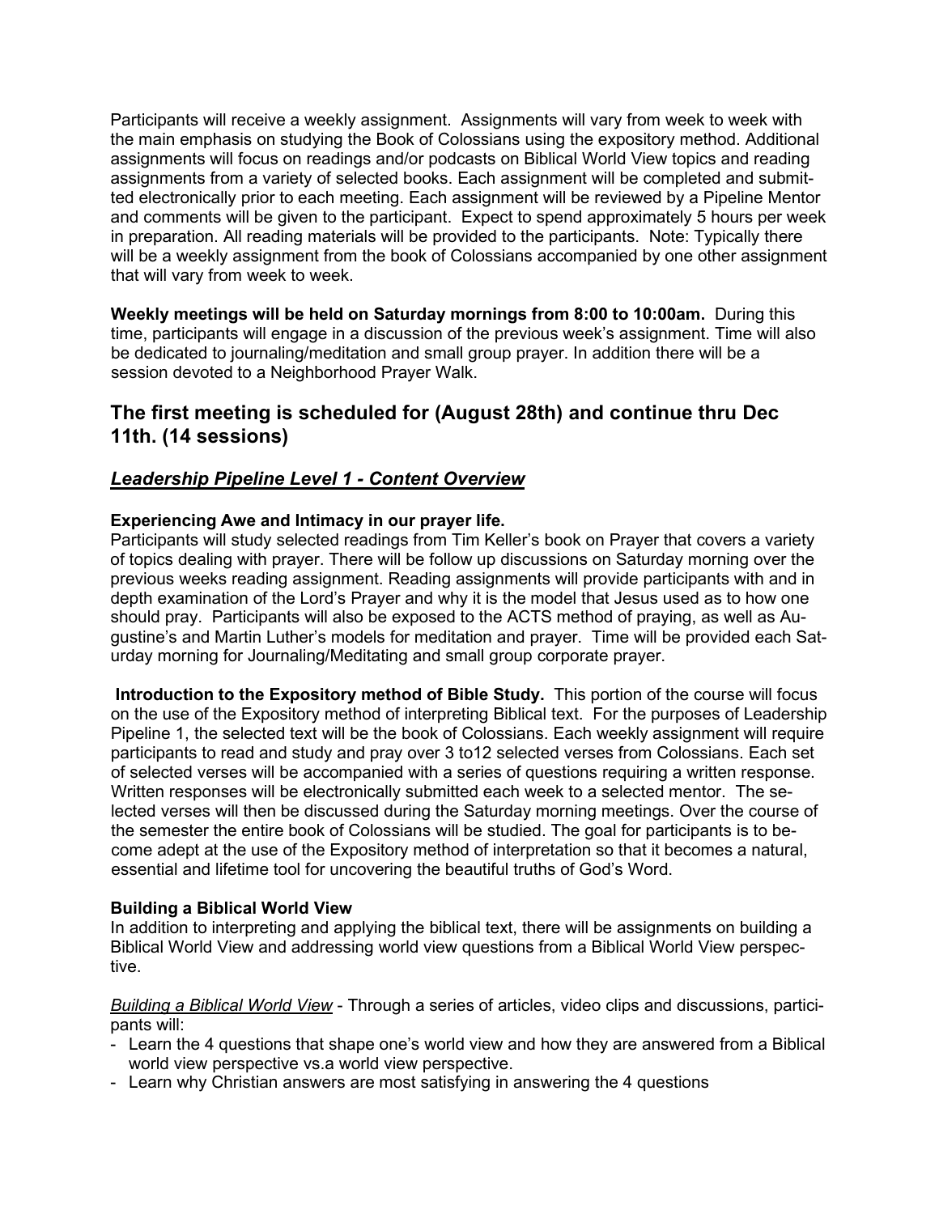Participants will receive a weekly assignment. Assignments will vary from week to week with the main emphasis on studying the Book of Colossians using the expository method. Additional assignments will focus on readings and/or podcasts on Biblical World View topics and reading assignments from a variety of selected books. Each assignment will be completed and submitted electronically prior to each meeting. Each assignment will be reviewed by a Pipeline Mentor and comments will be given to the participant. Expect to spend approximately 5 hours per week in preparation. All reading materials will be provided to the participants. Note: Typically there will be a weekly assignment from the book of Colossians accompanied by one other assignment that will vary from week to week.

**Weekly meetings will be held on Saturday mornings from 8:00 to 10:00am.** During this time, participants will engage in a discussion of the previous week's assignment. Time will also be dedicated to journaling/meditation and small group prayer. In addition there will be a session devoted to a Neighborhood Prayer Walk.

## The first meeting is scheduled for (August 28th) and continue thru Dec 11th. (14 sessions)

## ***Leadership Pipeline Level 1 - Content Overview***

**Experiencing Awe and Intimacy in our prayer life.**
Participants will study selected readings from Tim Keller's book on Prayer that covers a variety of topics dealing with prayer. There will be follow up discussions on Saturday morning over the previous weeks reading assignment. Reading assignments will provide participants with and in depth examination of the Lord's Prayer and why it is the model that Jesus used as to how one should pray. Participants will also be exposed to the ACTS method of praying, as well as Augustine's and Martin Luther's models for meditation and prayer. Time will be provided each Saturday morning for Journaling/Meditating and small group corporate prayer.

**Introduction to the Expository method of Bible Study.** This portion of the course will focus on the use of the Expository method of interpreting Biblical text. For the purposes of Leadership Pipeline 1, the selected text will be the book of Colossians. Each weekly assignment will require participants to read and study and pray over 3 to12 selected verses from Colossians. Each set of selected verses will be accompanied with a series of questions requiring a written response. Written responses will be electronically submitted each week to a selected mentor. The selected verses will then be discussed during the Saturday morning meetings. Over the course of the semester the entire book of Colossians will be studied. The goal for participants is to become adept at the use of the Expository method of interpretation so that it becomes a natural, essential and lifetime tool for uncovering the beautiful truths of God's Word.

**Building a Biblical World View**
In addition to interpreting and applying the biblical text, there will be assignments on building a Biblical World View and addressing world view questions from a Biblical World View perspective.

*Building a Biblical World View* - Through a series of articles, video clips and discussions, participants will:

- Learn the 4 questions that shape one's world view and how they are answered from a Biblical world view perspective vs.a world view perspective.
- Learn why Christian answers are most satisfying in answering the 4 questions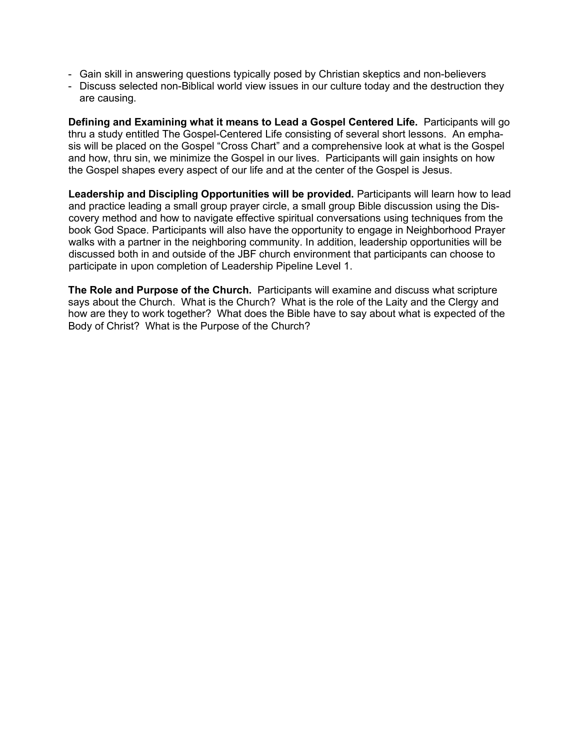- Gain skill in answering questions typically posed by Christian skeptics and non-believers
- Discuss selected non-Biblical world view issues in our culture today and the destruction they are causing.

**Defining and Examining what it means to Lead a Gospel Centered Life.** Participants will go thru a study entitled The Gospel-Centered Life consisting of several short lessons. An emphasis will be placed on the Gospel "Cross Chart" and a comprehensive look at what is the Gospel and how, thru sin, we minimize the Gospel in our lives. Participants will gain insights on how the Gospel shapes every aspect of our life and at the center of the Gospel is Jesus.

**Leadership and Discipling Opportunities will be provided.** Participants will learn how to lead and practice leading a small group prayer circle, a small group Bible discussion using the Discovery method and how to navigate effective spiritual conversations using techniques from the book God Space. Participants will also have the opportunity to engage in Neighborhood Prayer walks with a partner in the neighboring community. In addition, leadership opportunities will be discussed both in and outside of the JBF church environment that participants can choose to participate in upon completion of Leadership Pipeline Level 1.

**The Role and Purpose of the Church.** Participants will examine and discuss what scripture says about the Church. What is the Church? What is the role of the Laity and the Clergy and how are they to work together? What does the Bible have to say about what is expected of the Body of Christ? What is the Purpose of the Church?